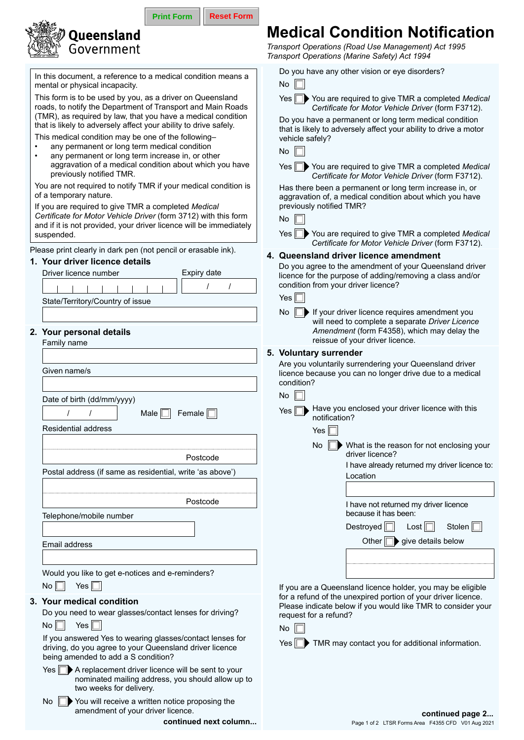Print Form | Reset Form

Queensland Government

# Medical Condition Notification

*Transport Operations (Road Use Management) Act 1995*
*Transport Operations (Marine Safety) Act 1994*

In this document, a reference to a medical condition means a mental or physical incapacity.

This form is to be used by you, as a driver on Queensland roads, to notify the Department of Transport and Main Roads (TMR), as required by law, that you have a medical condition that is likely to adversely affect your ability to drive safely.

This medical condition may be one of the following–

- any permanent or long term medical condition
- any permanent or long term increase in, or other aggravation of a medical condition about which you have previously notified TMR.

You are not required to notify TMR if your medical condition is of a temporary nature.

If you are required to give TMR a completed *Medical Certificate for Motor Vehicle Driver* (form 3712) with this form and if it is not provided, your driver licence will be immediately suspended.

Please print clearly in dark pen (not pencil or erasable ink).

## 1. Your driver licence details

Driver licence number

Expiry date: / /

State/Territory/Country of issue

## 2. Your personal details

Family name

Given name/s

Date of birth (dd/mm/yyyy): / /

Male ☐ Female ☐

Residential address

Postcode

Postal address (if same as residential, write 'as above')

Postcode

Telephone/mobile number

Email address

Would you like to get e-notices and e-reminders?

No ☐ Yes ☐

## 3. Your medical condition

Do you need to wear glasses/contact lenses for driving?

No ☐ Yes ☐

If you answered Yes to wearing glasses/contact lenses for driving, do you agree to your Queensland driver licence being amended to add a S condition?

Yes ☐ ▶ A replacement driver licence will be sent to your nominated mailing address, you should allow up to two weeks for delivery.

No ☐ ▶ You will receive a written notice proposing the amendment of your driver licence.

**continued next column...**

Do you have any other vision or eye disorders?

No ☐

Yes ☐ ▶ You are required to give TMR a completed *Medical Certificate for Motor Vehicle Driver* (form F3712).

Do you have a permanent or long term medical condition that is likely to adversely affect your ability to drive a motor vehicle safely?

No ☐

Yes ☐ ▶ You are required to give TMR a completed *Medical Certificate for Motor Vehicle Driver* (form F3712).

Has there been a permanent or long term increase in, or aggravation of, a medical condition about which you have previously notified TMR?

No ☐

Yes ☐ ▶ You are required to give TMR a completed *Medical Certificate for Motor Vehicle Driver* (form F3712).

## 4. Queensland driver licence amendment

Do you agree to the amendment of your Queensland driver licence for the purpose of adding/removing a class and/or condition from your driver licence?

Yes ☐

No ☐ ▶ If your driver licence requires amendment you will need to complete a separate *Driver Licence Amendment* (form F4358), which may delay the reissue of your driver licence.

## 5. Voluntary surrender

Are you voluntarily surrendering your Queensland driver licence because you can no longer drive due to a medical condition?

No ☐

Yes ☐ ▶ Have you enclosed your driver licence with this notification?

Yes ☐

No ☐ ▶ What is the reason for not enclosing your driver licence?

I have already returned my driver licence to:

Location

I have not returned my driver licence because it has been:

Destroyed ☐ Lost ☐ Stolen ☐

Other ☐ ▶ give details below

If you are a Queensland licence holder, you may be eligible for a refund of the unexpired portion of your driver licence. Please indicate below if you would like TMR to consider your request for a refund?

No ☐

Yes ☐ ▶ TMR may contact you for additional information.

**continued page 2...**

LTSR Forms Area F4355 CFD V01 Aug 2021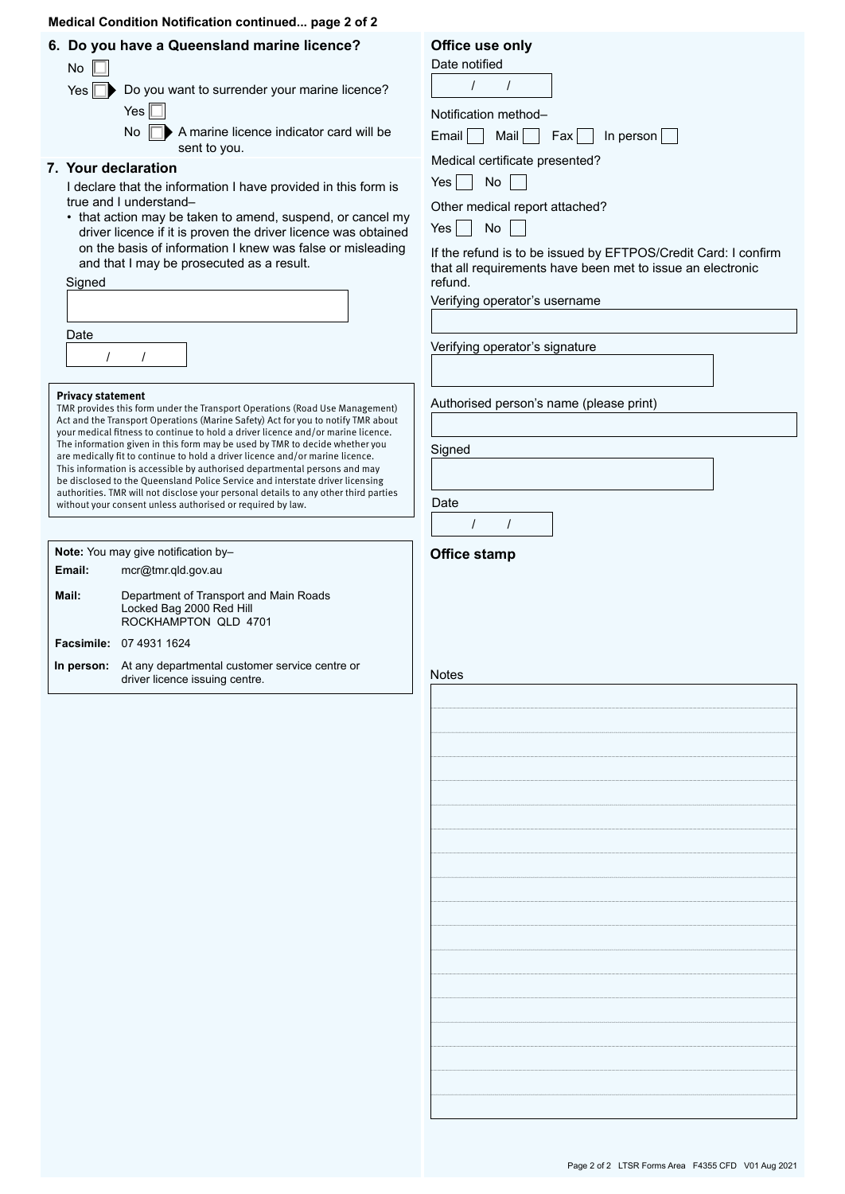**Medical Condition Notification continued... page 2 of 2**

## 6. Do you have a Queensland marine licence?

☐ No

☐ Yes ▶ Do you want to surrender your marine licence?

- ☐ Yes
- ☐ No ▶ A marine licence indicator card will be sent to you.

## 7. Your declaration

I declare that the information I have provided in this form is true and I understand–

- that action may be taken to amend, suspend, or cancel my driver licence if it is proven the driver licence was obtained on the basis of information I knew was false or misleading and that I may be prosecuted as a result.

Signed

Date
/ /

**Privacy statement**

TMR provides this form under the Transport Operations (Road Use Management) Act and the Transport Operations (Marine Safety) Act for you to notify TMR about your medical fitness to continue to hold a driver licence and/or marine licence. The information given in this form may be used by TMR to decide whether you are medically fit to continue to hold a driver licence and/or marine licence. This information is accessible by authorised departmental persons and may be disclosed to the Queensland Police Service and interstate driver licensing authorities. TMR will not disclose your personal details to any other third parties without your consent unless authorised or required by law.

**Note:** You may give notification by–

| | |
|---|---|
| **Email:** | mcr@tmr.qld.gov.au |
| **Mail:** | Department of Transport and Main Roads<br>Locked Bag 2000 Red Hill<br>ROCKHAMPTON QLD 4701 |
| **Facsimile:** | 07 4931 1624 |
| **In person:** | At any departmental customer service centre or driver licence issuing centre. |

## Office use only

Date notified
/ /

Notification method–

Email ☐ Mail ☐ Fax ☐ In person ☐

Medical certificate presented?

Yes ☐ No ☐

Other medical report attached?

Yes ☐ No ☐

If the refund is to be issued by EFTPOS/Credit Card: I confirm that all requirements have been met to issue an electronic refund.

Verifying operator's username

Verifying operator's signature

Authorised person's name (please print)

Signed

Date
/ /

**Office stamp**

Notes

LTSR Forms Area F4355 CFD V01 Aug 2021